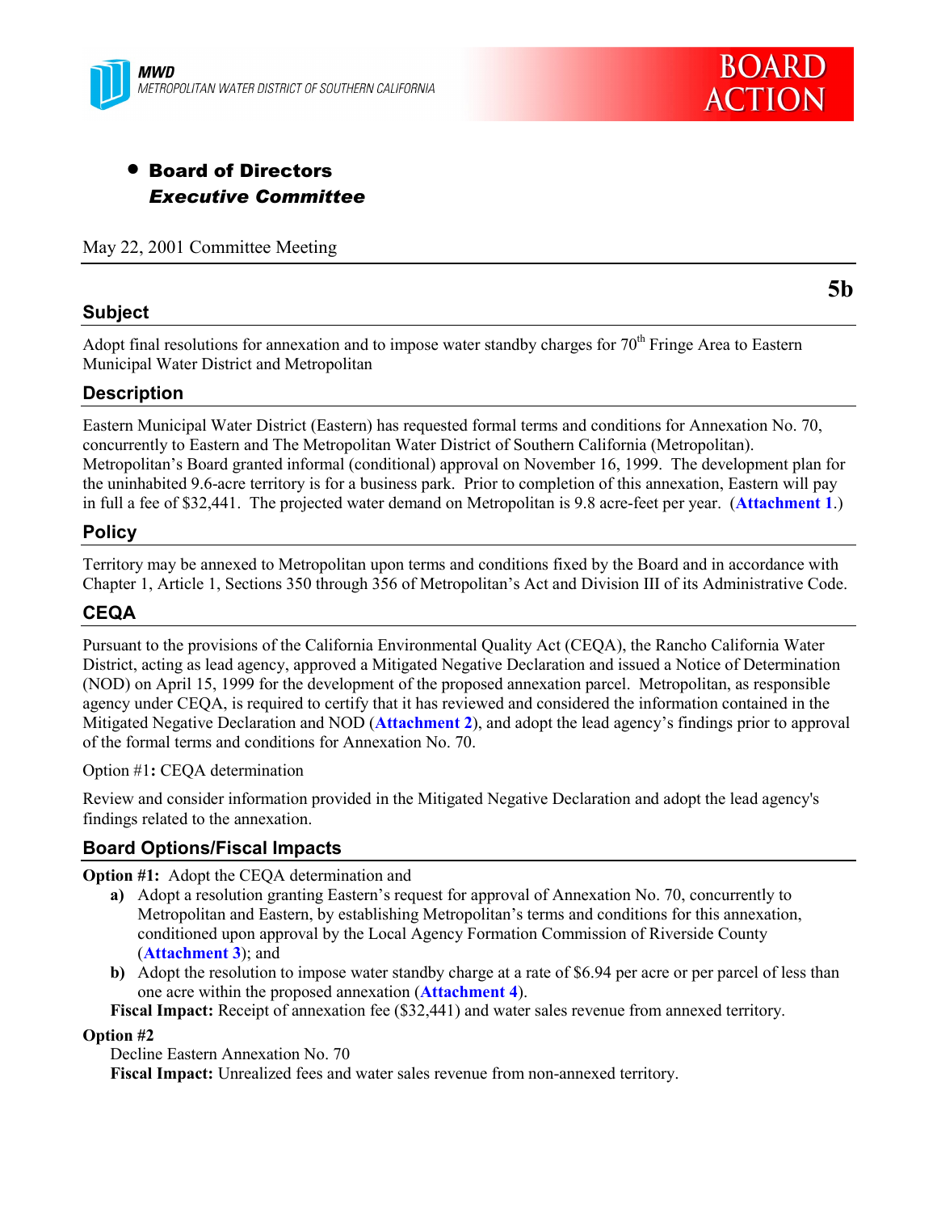MWD
METROPOLITAN WATER DISTRICT OF SOUTHERN CALIFORNIA

BOARD ACTION

- **Board of Directors**
  ***Executive Committee***

May 22, 2001 Committee Meeting

**5b**

## Subject

Adopt final resolutions for annexation and to impose water standby charges for 70th Fringe Area to Eastern Municipal Water District and Metropolitan

## Description

Eastern Municipal Water District (Eastern) has requested formal terms and conditions for Annexation No. 70, concurrently to Eastern and The Metropolitan Water District of Southern California (Metropolitan). Metropolitan's Board granted informal (conditional) approval on November 16, 1999. The development plan for the uninhabited 9.6-acre territory is for a business park. Prior to completion of this annexation, Eastern will pay in full a fee of $32,441. The projected water demand on Metropolitan is 9.8 acre-feet per year. (**Attachment 1**.)

## Policy

Territory may be annexed to Metropolitan upon terms and conditions fixed by the Board and in accordance with Chapter 1, Article 1, Sections 350 through 356 of Metropolitan's Act and Division III of its Administrative Code.

## CEQA

Pursuant to the provisions of the California Environmental Quality Act (CEQA), the Rancho California Water District, acting as lead agency, approved a Mitigated Negative Declaration and issued a Notice of Determination (NOD) on April 15, 1999 for the development of the proposed annexation parcel. Metropolitan, as responsible agency under CEQA, is required to certify that it has reviewed and considered the information contained in the Mitigated Negative Declaration and NOD (**Attachment 2**), and adopt the lead agency's findings prior to approval of the formal terms and conditions for Annexation No. 70.

Option #1**:** CEQA determination

Review and consider information provided in the Mitigated Negative Declaration and adopt the lead agency's findings related to the annexation.

## Board Options/Fiscal Impacts

**Option #1:** Adopt the CEQA determination and

- **a)** Adopt a resolution granting Eastern's request for approval of Annexation No. 70, concurrently to Metropolitan and Eastern, by establishing Metropolitan's terms and conditions for this annexation, conditioned upon approval by the Local Agency Formation Commission of Riverside County (**Attachment 3**); and
- **b)** Adopt the resolution to impose water standby charge at a rate of $6.94 per acre or per parcel of less than one acre within the proposed annexation (**Attachment 4**).

**Fiscal Impact:** Receipt of annexation fee ($32,441) and water sales revenue from annexed territory.

**Option #2**

Decline Eastern Annexation No. 70

**Fiscal Impact:** Unrealized fees and water sales revenue from non-annexed territory.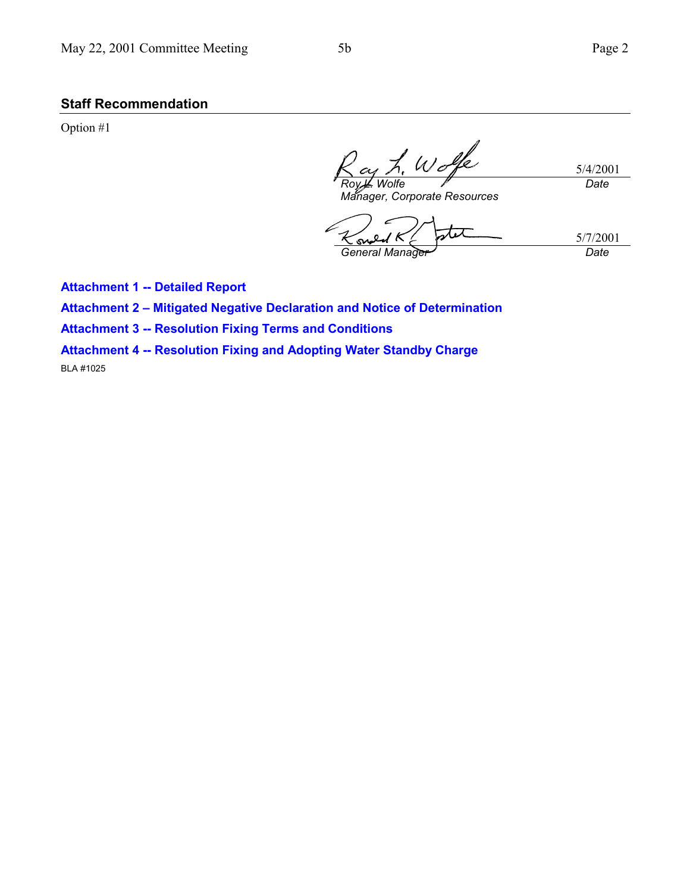## Staff Recommendation

Option #1

| | |
|---|---|
| *Roy L. Wolfe* | 5/4/2001 |
| *Manager, Corporate Resources* | *Date* |
| | |
| *General Manager* | 5/7/2001 |
| | *Date* |

**Attachment 1 -- Detailed Report**

**Attachment 2 – Mitigated Negative Declaration and Notice of Determination**

**Attachment 3 -- Resolution Fixing Terms and Conditions**

**Attachment 4 -- Resolution Fixing and Adopting Water Standby Charge**

BLA #1025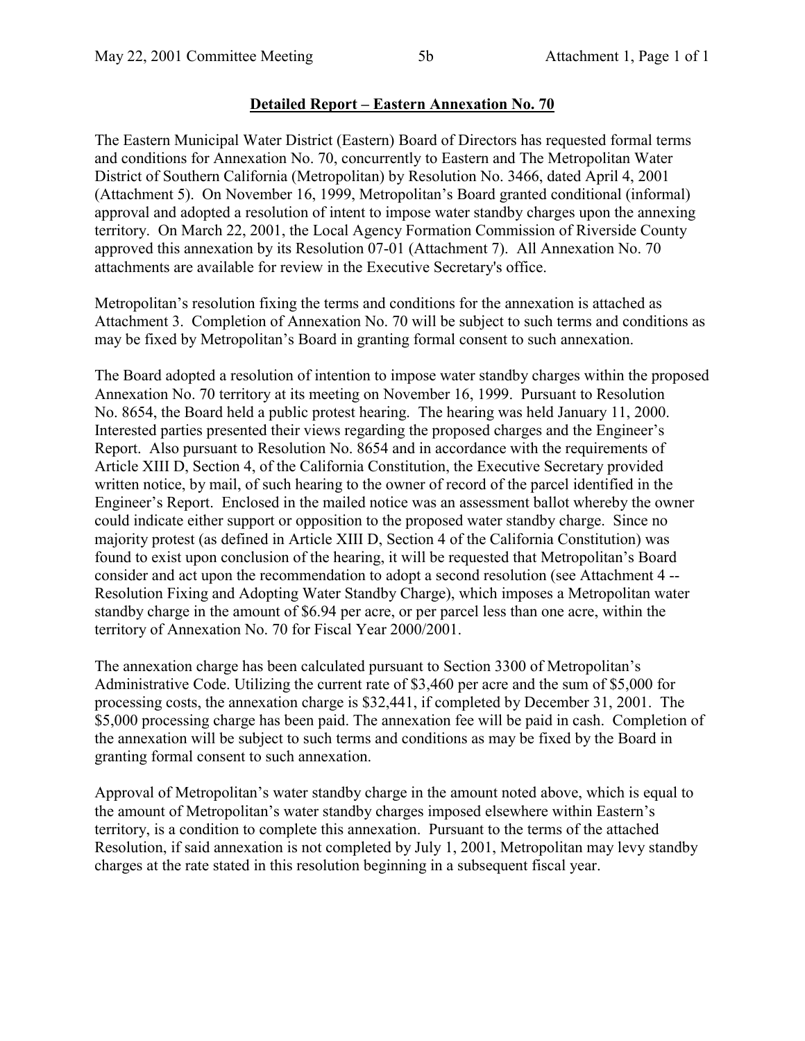## Detailed Report – Eastern Annexation No. 70

The Eastern Municipal Water District (Eastern) Board of Directors has requested formal terms and conditions for Annexation No. 70, concurrently to Eastern and The Metropolitan Water District of Southern California (Metropolitan) by Resolution No. 3466, dated April 4, 2001 (Attachment 5). On November 16, 1999, Metropolitan's Board granted conditional (informal) approval and adopted a resolution of intent to impose water standby charges upon the annexing territory. On March 22, 2001, the Local Agency Formation Commission of Riverside County approved this annexation by its Resolution 07-01 (Attachment 7). All Annexation No. 70 attachments are available for review in the Executive Secretary's office.

Metropolitan's resolution fixing the terms and conditions for the annexation is attached as Attachment 3. Completion of Annexation No. 70 will be subject to such terms and conditions as may be fixed by Metropolitan's Board in granting formal consent to such annexation.

The Board adopted a resolution of intention to impose water standby charges within the proposed Annexation No. 70 territory at its meeting on November 16, 1999. Pursuant to Resolution No. 8654, the Board held a public protest hearing. The hearing was held January 11, 2000. Interested parties presented their views regarding the proposed charges and the Engineer's Report. Also pursuant to Resolution No. 8654 and in accordance with the requirements of Article XIII D, Section 4, of the California Constitution, the Executive Secretary provided written notice, by mail, of such hearing to the owner of record of the parcel identified in the Engineer's Report. Enclosed in the mailed notice was an assessment ballot whereby the owner could indicate either support or opposition to the proposed water standby charge. Since no majority protest (as defined in Article XIII D, Section 4 of the California Constitution) was found to exist upon conclusion of the hearing, it will be requested that Metropolitan's Board consider and act upon the recommendation to adopt a second resolution (see Attachment 4 -- Resolution Fixing and Adopting Water Standby Charge), which imposes a Metropolitan water standby charge in the amount of $6.94 per acre, or per parcel less than one acre, within the territory of Annexation No. 70 for Fiscal Year 2000/2001.

The annexation charge has been calculated pursuant to Section 3300 of Metropolitan's Administrative Code. Utilizing the current rate of $3,460 per acre and the sum of $5,000 for processing costs, the annexation charge is $32,441, if completed by December 31, 2001. The $5,000 processing charge has been paid. The annexation fee will be paid in cash. Completion of the annexation will be subject to such terms and conditions as may be fixed by the Board in granting formal consent to such annexation.

Approval of Metropolitan's water standby charge in the amount noted above, which is equal to the amount of Metropolitan's water standby charges imposed elsewhere within Eastern's territory, is a condition to complete this annexation. Pursuant to the terms of the attached Resolution, if said annexation is not completed by July 1, 2001, Metropolitan may levy standby charges at the rate stated in this resolution beginning in a subsequent fiscal year.